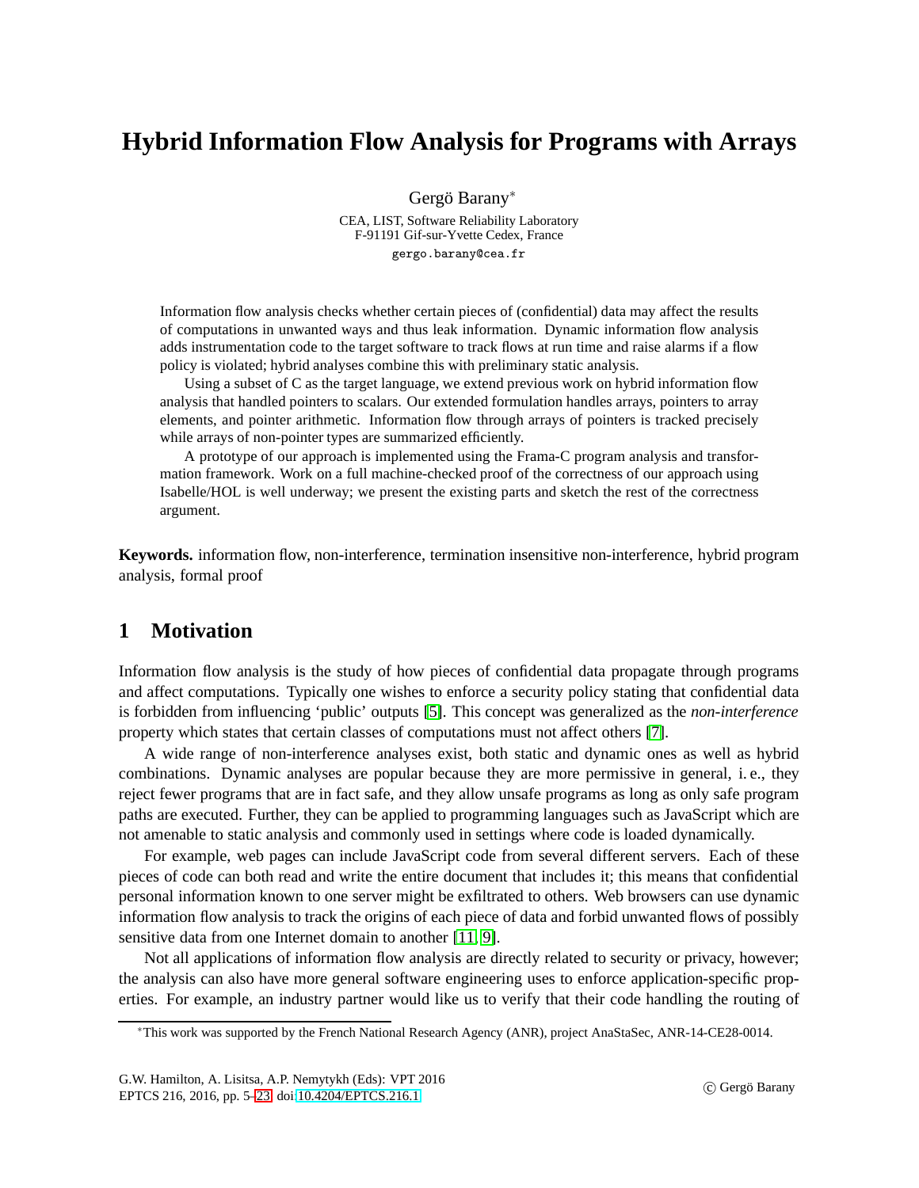# Hybrid Information Flow Analysis for Programs with Arrays

Gergö Barany*

CEA, LIST, Software Reliability Laboratory
F-91191 Gif-sur-Yvette Cedex, France
gergo.barany@cea.fr

Information flow analysis checks whether certain pieces of (confidential) data may affect the results of computations in unwanted ways and thus leak information. Dynamic information flow analysis adds instrumentation code to the target software to track flows at run time and raise alarms if a flow policy is violated; hybrid analyses combine this with preliminary static analysis.

Using a subset of C as the target language, we extend previous work on hybrid information flow analysis that handled pointers to scalars. Our extended formulation handles arrays, pointers to array elements, and pointer arithmetic. Information flow through arrays of pointers is tracked precisely while arrays of non-pointer types are summarized efficiently.

A prototype of our approach is implemented using the Frama-C program analysis and transformation framework. Work on a full machine-checked proof of the correctness of our approach using Isabelle/HOL is well underway; we present the existing parts and sketch the rest of the correctness argument.

**Keywords.** information flow, non-interference, termination insensitive non-interference, hybrid program analysis, formal proof

## 1 Motivation

Information flow analysis is the study of how pieces of confidential data propagate through programs and affect computations. Typically one wishes to enforce a security policy stating that confidential data is forbidden from influencing 'public' outputs [5]. This concept was generalized as the *non-interference* property which states that certain classes of computations must not affect others [7].

A wide range of non-interference analyses exist, both static and dynamic ones as well as hybrid combinations. Dynamic analyses are popular because they are more permissive in general, i. e., they reject fewer programs that are in fact safe, and they allow unsafe programs as long as only safe program paths are executed. Further, they can be applied to programming languages such as JavaScript which are not amenable to static analysis and commonly used in settings where code is loaded dynamically.

For example, web pages can include JavaScript code from several different servers. Each of these pieces of code can both read and write the entire document that includes it; this means that confidential personal information known to one server might be exfiltrated to others. Web browsers can use dynamic information flow analysis to track the origins of each piece of data and forbid unwanted flows of possibly sensitive data from one Internet domain to another [11, 9].

Not all applications of information flow analysis are directly related to security or privacy, however; the analysis can also have more general software engineering uses to enforce application-specific properties. For example, an industry partner would like us to verify that their code handling the routing of

*This work was supported by the French National Research Agency (ANR), project AnaStaSec, ANR-14-CE28-0014.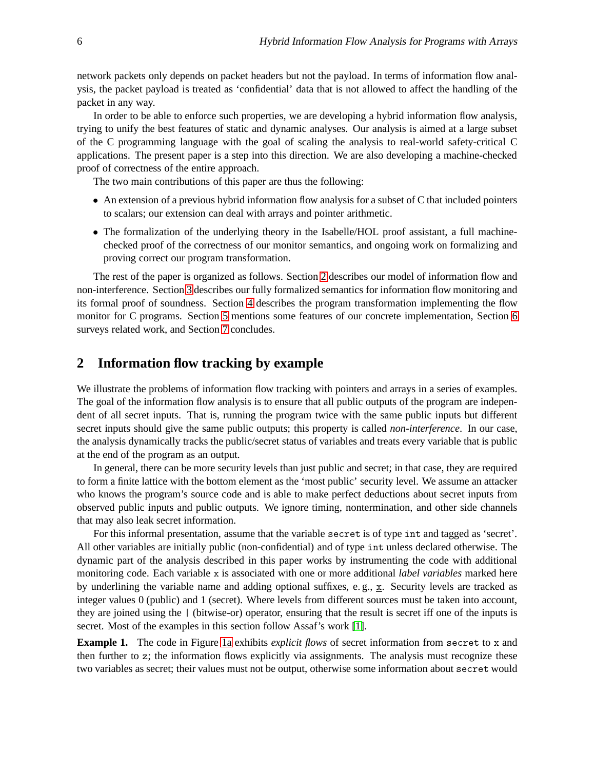network packets only depends on packet headers but not the payload. In terms of information flow analysis, the packet payload is treated as 'confidential' data that is not allowed to affect the handling of the packet in any way.

In order to be able to enforce such properties, we are developing a hybrid information flow analysis, trying to unify the best features of static and dynamic analyses. Our analysis is aimed at a large subset of the C programming language with the goal of scaling the analysis to real-world safety-critical C applications. The present paper is a step into this direction. We are also developing a machine-checked proof of correctness of the entire approach.

The two main contributions of this paper are thus the following:

- An extension of a previous hybrid information flow analysis for a subset of C that included pointers to scalars; our extension can deal with arrays and pointer arithmetic.
- The formalization of the underlying theory in the Isabelle/HOL proof assistant, a full machine-checked proof of the correctness of our monitor semantics, and ongoing work on formalizing and proving correct our program transformation.

The rest of the paper is organized as follows. Section 2 describes our model of information flow and non-interference. Section 3 describes our fully formalized semantics for information flow monitoring and its formal proof of soundness. Section 4 describes the program transformation implementing the flow monitor for C programs. Section 5 mentions some features of our concrete implementation, Section 6 surveys related work, and Section 7 concludes.

## 2 Information flow tracking by example

We illustrate the problems of information flow tracking with pointers and arrays in a series of examples. The goal of the information flow analysis is to ensure that all public outputs of the program are independent of all secret inputs. That is, running the program twice with the same public inputs but different secret inputs should give the same public outputs; this property is called *non-interference*. In our case, the analysis dynamically tracks the public/secret status of variables and treats every variable that is public at the end of the program as an output.

In general, there can be more security levels than just public and secret; in that case, they are required to form a finite lattice with the bottom element as the 'most public' security level. We assume an attacker who knows the program's source code and is able to make perfect deductions about secret inputs from observed public inputs and public outputs. We ignore timing, nontermination, and other side channels that may also leak secret information.

For this informal presentation, assume that the variable `secret` is of type `int` and tagged as 'secret'. All other variables are initially public (non-confidential) and of type `int` unless declared otherwise. The dynamic part of the analysis described in this paper works by instrumenting the code with additional monitoring code. Each variable `x` is associated with one or more additional *label variables* marked here by underlining the variable name and adding optional suffixes, e. g., $\underline{\texttt{x}}$. Security levels are tracked as integer values 0 (public) and 1 (secret). Where levels from different sources must be taken into account, they are joined using the `|` (bitwise-or) operator, ensuring that the result is secret iff one of the inputs is secret. Most of the examples in this section follow Assaf's work [1].

**Example 1.** The code in Figure 1a exhibits *explicit flows* of secret information from `secret` to `x` and then further to `z`; the information flows explicitly via assignments. The analysis must recognize these two variables as secret; their values must not be output, otherwise some information about `secret` would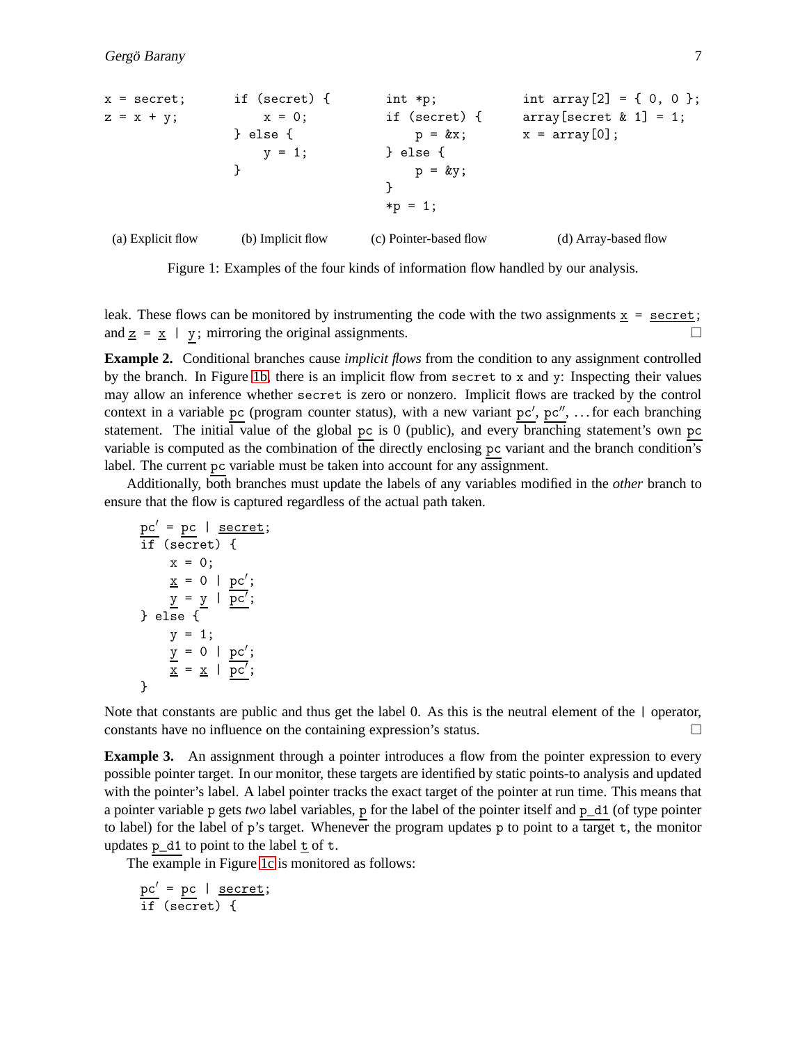```
x = secret;
z = x + y;
```

(a) Explicit flow

```
if (secret) {
    x = 0;
} else {
    y = 1;
}
```

(b) Implicit flow

```
int *p;
if (secret) {
    p = &x;
} else {
    p = &y;
}
*p = 1;
```

(c) Pointer-based flow

```
int array[2] = { 0, 0 };
array[secret & 1] = 1;
x = array[0];
```

(d) Array-based flow

Figure 1: Examples of the four kinds of information flow handled by our analysis.

leak. These flows can be monitored by instrumenting the code with the two assignments x = secret; and z = x | y; mirroring the original assignments. □

**Example 2.** Conditional branches cause *implicit flows* from the condition to any assignment controlled by the branch. In Figure 1b, there is an implicit flow from secret to x and y: Inspecting their values may allow an inference whether secret is zero or nonzero. Implicit flows are tracked by the control context in a variable pc (program counter status), with a new variant pc′, pc″, ... for each branching statement. The initial value of the global pc is 0 (public), and every branching statement's own pc variable is computed as the combination of the directly enclosing pc variant and the branch condition's label. The current pc variable must be taken into account for any assignment.

Additionally, both branches must update the labels of any variables modified in the *other* branch to ensure that the flow is captured regardless of the actual path taken.

```
pc′ = pc | secret;
if (secret) {
    x = 0;
    x = 0 | pc′;
    y = y | pc′;
} else {
    y = 1;
    y = 0 | pc′;
    x = x | pc′;
}
```

Note that constants are public and thus get the label 0. As this is the neutral element of the | operator, constants have no influence on the containing expression's status. □

**Example 3.** An assignment through a pointer introduces a flow from the pointer expression to every possible pointer target. In our monitor, these targets are identified by static points-to analysis and updated with the pointer's label. A label pointer tracks the exact target of the pointer at run time. This means that a pointer variable p gets *two* label variables, p for the label of the pointer itself and p_d1 (of type pointer to label) for the label of p's target. Whenever the program updates p to point to a target t, the monitor updates p_d1 to point to the label t of t.

The example in Figure 1c is monitored as follows:

```
pc′ = pc | secret;
if (secret) {
```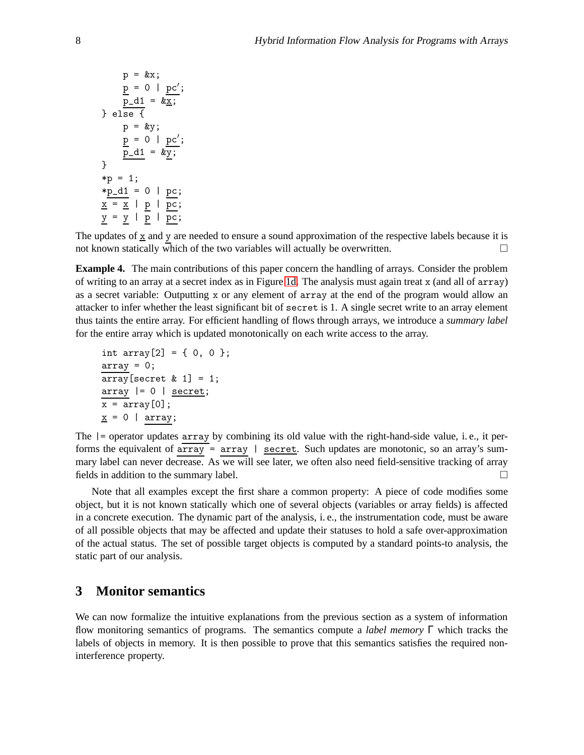```
    p = &x;
    p = 0 | pc′;
    p_d1 = &x;
} else {
    p = &y;
    p = 0 | pc′;
    p_d1 = &y;
}
*p = 1;
*p_d1 = 0 | pc;
x = x | p | pc;
y = y | p | pc;
```

The updates of x and y are needed to ensure a sound approximation of the respective labels because it is not known statically which of the two variables will actually be overwritten. □

**Example 4.** The main contributions of this paper concern the handling of arrays. Consider the problem of writing to an array at a secret index as in Figure 1d. The analysis must again treat x (and all of array) as a secret variable: Outputting x or any element of array at the end of the program would allow an attacker to infer whether the least significant bit of secret is 1. A single secret write to an array element thus taints the entire array. For efficient handling of flows through arrays, we introduce a *summary label* for the entire array which is updated monotonically on each write access to the array.

```
int array[2] = { 0, 0 };
array = 0;
array[secret & 1] = 1;
array |= 0 | secret;
x = array[0];
x = 0 | array;
```

The |= operator updates array by combining its old value with the right-hand-side value, i. e., it performs the equivalent of array = array | secret. Such updates are monotonic, so an array's summary label can never decrease. As we will see later, we often also need field-sensitive tracking of array fields in addition to the summary label. □

Note that all examples except the first share a common property: A piece of code modifies some object, but it is not known statically which one of several objects (variables or array fields) is affected in a concrete execution. The dynamic part of the analysis, i. e., the instrumentation code, must be aware of all possible objects that may be affected and update their statuses to hold a safe over-approximation of the actual status. The set of possible target objects is computed by a standard points-to analysis, the static part of our analysis.

## 3 Monitor semantics

We can now formalize the intuitive explanations from the previous section as a system of information flow monitoring semantics of programs. The semantics compute a *label memory* $\Gamma$ which tracks the labels of objects in memory. It is then possible to prove that this semantics satisfies the required non-interference property.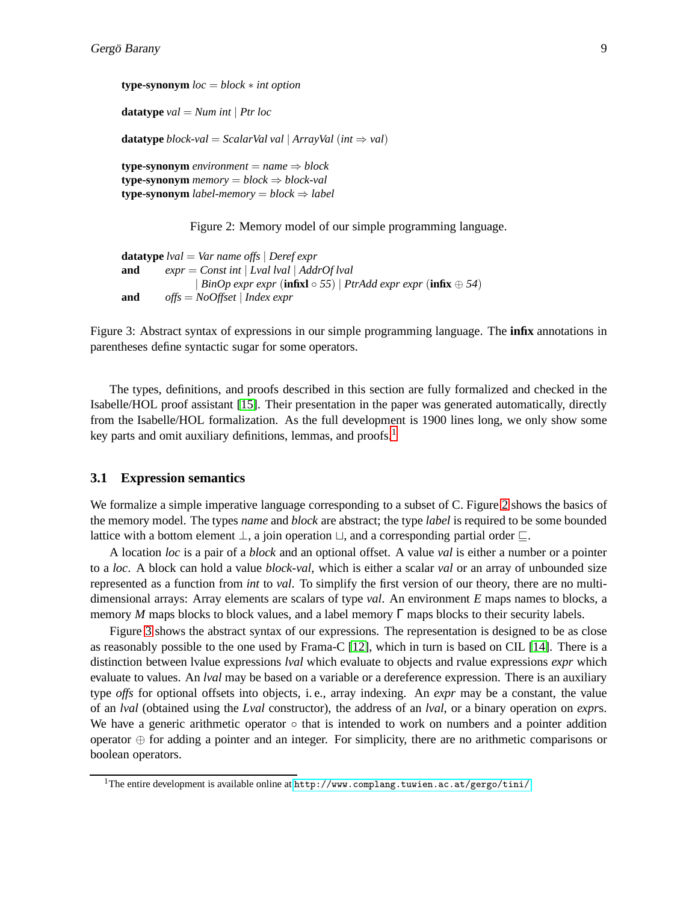**type-synonym** *loc* = *block* ∗ *int option*

**datatype** *val* = *Num int* | *Ptr loc*

**datatype** *block-val* = *ScalarVal val* | *ArrayVal* (*int* ⇒ *val*)

**type-synonym** *environment* = *name* ⇒ *block*
**type-synonym** *memory* = *block* ⇒ *block-val*
**type-synonym** *label-memory* = *block* ⇒ *label*

Figure 2: Memory model of our simple programming language.

**datatype** *lval* = *Var name offs* | *Deref expr*
**and** *expr* = *Const int* | *Lval lval* | *AddrOf lval*
| *BinOp expr expr* (**infixl** ∘ *55*) | *PtrAdd expr expr* (**infix** ⊕ *54*)
**and** *offs* = *NoOffset* | *Index expr*

Figure 3: Abstract syntax of expressions in our simple programming language. The **infix** annotations in parentheses define syntactic sugar for some operators.

The types, definitions, and proofs described in this section are fully formalized and checked in the Isabelle/HOL proof assistant [15]. Their presentation in the paper was generated automatically, directly from the Isabelle/HOL formalization. As the full development is 1900 lines long, we only show some key parts and omit auxiliary definitions, lemmas, and proofs.[1]

### 3.1 Expression semantics

We formalize a simple imperative language corresponding to a subset of C. Figure 2 shows the basics of the memory model. The types *name* and *block* are abstract; the type *label* is required to be some bounded lattice with a bottom element $\bot$, a join operation $\sqcup$, and a corresponding partial order $\sqsubseteq$.

A location *loc* is a pair of a *block* and an optional offset. A value *val* is either a number or a pointer to a *loc*. A block can hold a value *block-val*, which is either a scalar *val* or an array of unbounded size represented as a function from *int* to *val*. To simplify the first version of our theory, there are no multi-dimensional arrays: Array elements are scalars of type *val*. An environment $E$ maps names to blocks, a memory $M$ maps blocks to block values, and a label memory $\Gamma$ maps blocks to their security labels.

Figure 3 shows the abstract syntax of our expressions. The representation is designed to be as close as reasonably possible to the one used by Frama-C [12], which in turn is based on CIL [14]. There is a distinction between lvalue expressions *lval* which evaluate to objects and rvalue expressions *expr* which evaluate to values. An *lval* may be based on a variable or a dereference expression. There is an auxiliary type *offs* for optional offsets into objects, i. e., array indexing. An *expr* may be a constant, the value of an *lval* (obtained using the *Lval* constructor), the address of an *lval*, or a binary operation on *expr*s. We have a generic arithmetic operator $\circ$ that is intended to work on numbers and a pointer addition operator $\oplus$ for adding a pointer and an integer. For simplicity, there are no arithmetic comparisons or boolean operators.

[1] The entire development is available online at http://www.complang.tuwien.ac.at/gergo/tini/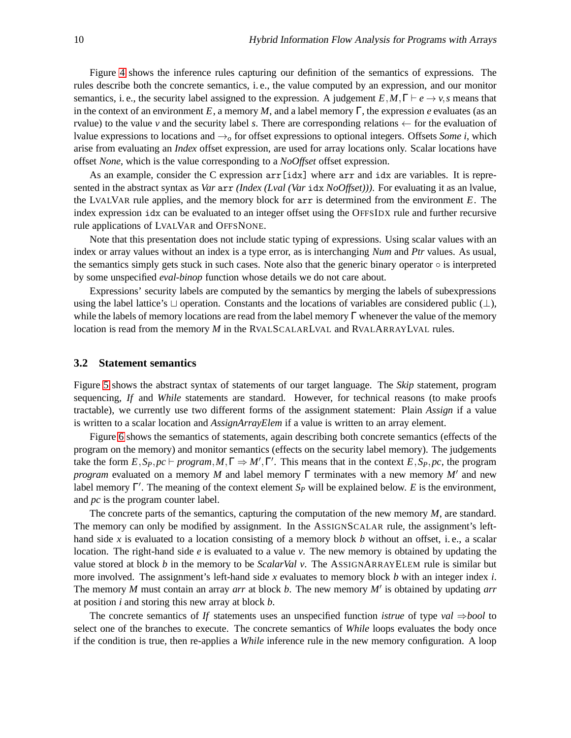Figure 4 shows the inference rules capturing our definition of the semantics of expressions. The rules describe both the concrete semantics, i. e., the value computed by an expression, and our monitor semantics, i. e., the security label assigned to the expression. A judgement $E,M,\Gamma \vdash e \to v,s$ means that in the context of an environment $E$, a memory $M$, and a label memory $\Gamma$, the expression $e$ evaluates (as an rvalue) to the value $v$ and the security label $s$. There are corresponding relations $\leftarrow$ for the evaluation of lvalue expressions to locations and $\to_o$ for offset expressions to optional integers. Offsets *Some i*, which arise from evaluating an *Index* offset expression, are used for array locations only. Scalar locations have offset *None*, which is the value corresponding to a *NoOffset* offset expression.

As an example, consider the C expression `arr[idx]` where `arr` and `idx` are variables. It is represented in the abstract syntax as *Var* `arr` *(Index (Lval (Var* `idx` *NoOffset)))*. For evaluating it as an lvalue, the LVALVAR rule applies, and the memory block for `arr` is determined from the environment $E$. The index expression `idx` can be evaluated to an integer offset using the OFFSIDX rule and further recursive rule applications of LVALVAR and OFFSNONE.

Note that this presentation does not include static typing of expressions. Using scalar values with an index or array values without an index is a type error, as is interchanging *Num* and *Ptr* values. As usual, the semantics simply gets stuck in such cases. Note also that the generic binary operator $\circ$ is interpreted by some unspecified *eval-binop* function whose details we do not care about.

Expressions' security labels are computed by the semantics by merging the labels of subexpressions using the label lattice's $\sqcup$ operation. Constants and the locations of variables are considered public ($\perp$), while the labels of memory locations are read from the label memory $\Gamma$ whenever the value of the memory location is read from the memory $M$ in the RVALSCALARLVAL and RVALARRAYLVAL rules.

### 3.2 Statement semantics

Figure 5 shows the abstract syntax of statements of our target language. The *Skip* statement, program sequencing, *If* and *While* statements are standard. However, for technical reasons (to make proofs tractable), we currently use two different forms of the assignment statement: Plain *Assign* if a value is written to a scalar location and *AssignArrayElem* if a value is written to an array element.

Figure 6 shows the semantics of statements, again describing both concrete semantics (effects of the program on the memory) and monitor semantics (effects on the security label memory). The judgements take the form $E,S_P,pc \vdash \textit{program},M,\Gamma \Rightarrow M',\Gamma'$. This means that in the context $E,S_P,pc$, the program *program* evaluated on a memory $M$ and label memory $\Gamma$ terminates with a new memory $M'$ and new label memory $\Gamma'$. The meaning of the context element $S_P$ will be explained below. $E$ is the environment, and $pc$ is the program counter label.

The concrete parts of the semantics, capturing the computation of the new memory $M$, are standard. The memory can only be modified by assignment. In the ASSIGNSCALAR rule, the assignment's left-hand side $x$ is evaluated to a location consisting of a memory block $b$ without an offset, i. e., a scalar location. The right-hand side $e$ is evaluated to a value $v$. The new memory is obtained by updating the value stored at block $b$ in the memory to be *ScalarVal v*. The ASSIGNARRAYELEM rule is similar but more involved. The assignment's left-hand side $x$ evaluates to memory block $b$ with an integer index $i$. The memory $M$ must contain an array *arr* at block $b$. The new memory $M'$ is obtained by updating *arr* at position $i$ and storing this new array at block $b$.

The concrete semantics of *If* statements uses an unspecified function *istrue* of type *val* $\Rightarrow$*bool* to select one of the branches to execute. The concrete semantics of *While* loops evaluates the body once if the condition is true, then re-applies a *While* inference rule in the new memory configuration. A loop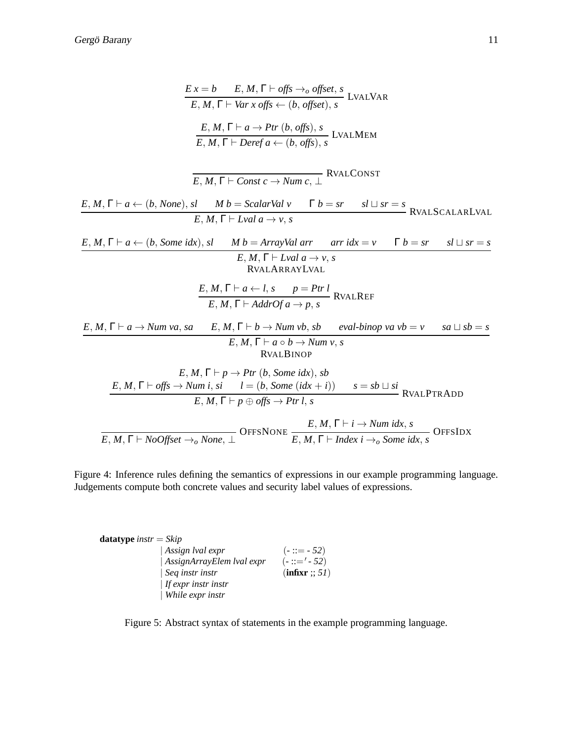$$\frac{E\ x = b \qquad E, M, \Gamma \vdash \mathit{offs} \rightarrow_o \mathit{offset}, s}{E, M, \Gamma \vdash \mathit{Var}\ x\ \mathit{offs} \leftarrow (b, \mathit{offset}), s}\ \text{LVALVAR}$$

$$\frac{E, M, \Gamma \vdash a \rightarrow \mathit{Ptr}\ (b, \mathit{offs}), s}{E, M, \Gamma \vdash \mathit{Deref}\ a \leftarrow (b, \mathit{offs}), s}\ \text{LVALMEM}$$

$$\frac{}{E, M, \Gamma \vdash \mathit{Const}\ c \rightarrow \mathit{Num}\ c, \bot}\ \text{RVALCONST}$$

$$\frac{E, M, \Gamma \vdash a \leftarrow (b, \mathit{None}), sl \qquad M\ b = \mathit{ScalarVal}\ v \qquad \Gamma\ b = sr \qquad sl \sqcup sr = s}{E, M, \Gamma \vdash \mathit{Lval}\ a \rightarrow v, s}\ \text{RVALSCALARLVAL}$$

$$\frac{E, M, \Gamma \vdash a \leftarrow (b, \mathit{Some}\ idx), sl \qquad M\ b = \mathit{ArrayVal}\ arr \qquad arr\ idx = v \qquad \Gamma\ b = sr \qquad sl \sqcup sr = s}{E, M, \Gamma \vdash \mathit{Lval}\ a \rightarrow v, s}\ \text{RVALARRAYLVAL}$$

$$\frac{E, M, \Gamma \vdash a \leftarrow l, s \qquad p = \mathit{Ptr}\ l}{E, M, \Gamma \vdash \mathit{AddrOf}\ a \rightarrow p, s}\ \text{RVALREF}$$

$$\frac{E, M, \Gamma \vdash a \rightarrow \mathit{Num}\ va, sa \qquad E, M, \Gamma \vdash b \rightarrow \mathit{Num}\ vb, sb \qquad \mathit{eval\text{-}binop}\ va\ vb = v \qquad sa \sqcup sb = s}{E, M, \Gamma \vdash a \circ b \rightarrow \mathit{Num}\ v, s}\ \text{RVALBINOP}$$

$$\frac{\begin{array}{c} E, M, \Gamma \vdash p \rightarrow \mathit{Ptr}\ (b, \mathit{Some}\ idx), sb \\ E, M, \Gamma \vdash \mathit{offs} \rightarrow \mathit{Num}\ i, si \qquad l = (b, \mathit{Some}\ (idx + i)) \qquad s = sb \sqcup si \end{array}}{E, M, \Gamma \vdash p \oplus \mathit{offs} \rightarrow \mathit{Ptr}\ l, s}\ \text{RVALPTRADD}$$

$$\frac{}{E, M, \Gamma \vdash \mathit{NoOffset} \rightarrow_o \mathit{None}, \bot}\ \text{OFFSNONE} \qquad \frac{E, M, \Gamma \vdash i \rightarrow \mathit{Num}\ idx, s}{E, M, \Gamma \vdash \mathit{Index}\ i \rightarrow_o \mathit{Some}\ idx, s}\ \text{OFFSIDX}$$

Figure 4: Inference rules defining the semantics of expressions in our example programming language. Judgements compute both concrete values and security label values of expressions.

```
datatype instr = Skip
               | Assign lval expr              (- ::= - 52)
               | AssignArrayElem lval expr     (- ::=' - 52)
               | Seq instr instr               (infixr ;; 51)
               | If expr instr instr
               | While expr instr
```

Figure 5: Abstract syntax of statements in the example programming language.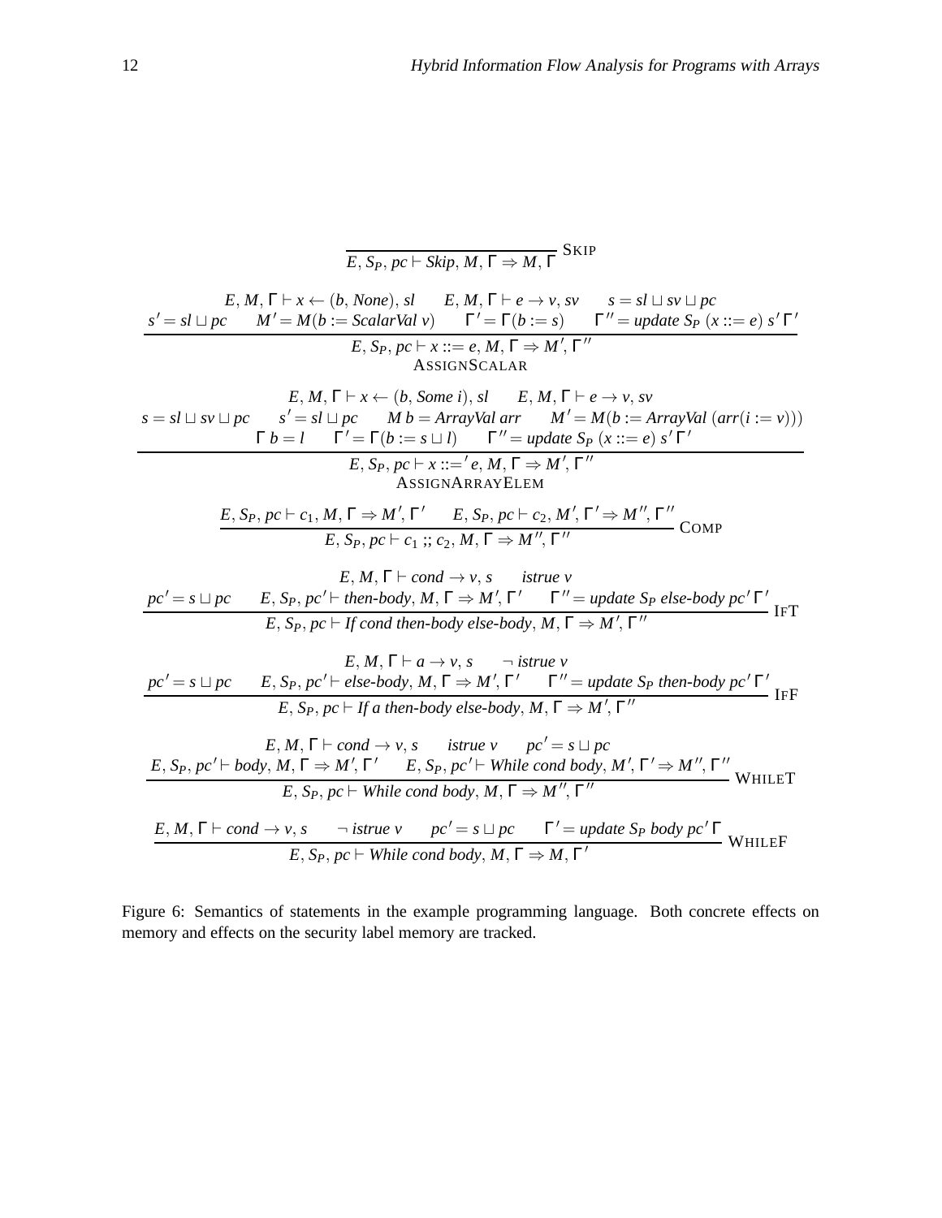$$\frac{}{E,\, S_P,\, pc \vdash \mathit{Skip},\, M,\, \Gamma \Rightarrow M,\, \Gamma}\ \textsc{Skip}$$

$$\frac{\begin{array}{c} E,\, M,\, \Gamma \vdash x \leftarrow (b,\, \mathit{None}),\, sl \qquad E,\, M,\, \Gamma \vdash e \rightarrow v,\, sv \qquad s = sl \sqcup sv \sqcup pc \\ s' = sl \sqcup pc \qquad M' = M(b := \mathit{ScalarVal}\ v) \qquad \Gamma' = \Gamma(b := s) \qquad \Gamma'' = \mathit{update}\ S_P\ (x ::= e)\ s'\ \Gamma' \end{array}}{E,\, S_P,\, pc \vdash x ::= e,\, M,\, \Gamma \Rightarrow M',\, \Gamma''}$$
$\textsc{AssignScalar}$

$$\frac{\begin{array}{c} E,\, M,\, \Gamma \vdash x \leftarrow (b,\, \mathit{Some}\ i),\, sl \qquad E,\, M,\, \Gamma \vdash e \rightarrow v,\, sv \\ s = sl \sqcup sv \sqcup pc \qquad s' = sl \sqcup pc \qquad M\ b = \mathit{ArrayVal}\ arr \qquad M' = M(b := \mathit{ArrayVal}\ (arr(i := v))) \\ \Gamma\ b = l \qquad \Gamma' = \Gamma(b := s \sqcup l) \qquad \Gamma'' = \mathit{update}\ S_P\ (x ::= e)\ s'\ \Gamma' \end{array}}{E,\, S_P,\, pc \vdash x ::='\, e,\, M,\, \Gamma \Rightarrow M',\, \Gamma''}$$
$\textsc{AssignArrayElem}$

$$\frac{E,\, S_P,\, pc \vdash c_1,\, M,\, \Gamma \Rightarrow M',\, \Gamma' \qquad E,\, S_P,\, pc \vdash c_2,\, M',\, \Gamma' \Rightarrow M'',\, \Gamma''}{E,\, S_P,\, pc \vdash c_1\ ;;\ c_2,\, M,\, \Gamma \Rightarrow M'',\, \Gamma''}\ \textsc{Comp}$$

$$\frac{\begin{array}{c} E,\, M,\, \Gamma \vdash \mathit{cond} \rightarrow v,\, s \qquad \mathit{istrue}\ v \\ pc' = s \sqcup pc \qquad E,\, S_P,\, pc' \vdash \mathit{then\text{-}body},\, M,\, \Gamma \Rightarrow M',\, \Gamma' \qquad \Gamma'' = \mathit{update}\ S_P\ \mathit{else\text{-}body}\ pc'\ \Gamma' \end{array}}{E,\, S_P,\, pc \vdash \mathit{If\ cond\ then\text{-}body\ else\text{-}body},\, M,\, \Gamma \Rightarrow M',\, \Gamma''}\ \textsc{IfT}$$

$$\frac{\begin{array}{c} E,\, M,\, \Gamma \vdash a \rightarrow v,\, s \qquad \neg\, \mathit{istrue}\ v \\ pc' = s \sqcup pc \qquad E,\, S_P,\, pc' \vdash \mathit{else\text{-}body},\, M,\, \Gamma \Rightarrow M',\, \Gamma' \qquad \Gamma'' = \mathit{update}\ S_P\ \mathit{then\text{-}body}\ pc'\ \Gamma' \end{array}}{E,\, S_P,\, pc \vdash \mathit{If\ a\ then\text{-}body\ else\text{-}body},\, M,\, \Gamma \Rightarrow M',\, \Gamma''}\ \textsc{IfF}$$

$$\frac{\begin{array}{c} E,\, M,\, \Gamma \vdash \mathit{cond} \rightarrow v,\, s \qquad \mathit{istrue}\ v \qquad pc' = s \sqcup pc \\ E,\, S_P,\, pc' \vdash \mathit{body},\, M,\, \Gamma \Rightarrow M',\, \Gamma' \qquad E,\, S_P,\, pc' \vdash \mathit{While\ cond\ body},\, M',\, \Gamma' \Rightarrow M'',\, \Gamma'' \end{array}}{E,\, S_P,\, pc \vdash \mathit{While\ cond\ body},\, M,\, \Gamma \Rightarrow M'',\, \Gamma''}\ \textsc{WhileT}$$

$$\frac{E,\, M,\, \Gamma \vdash \mathit{cond} \rightarrow v,\, s \qquad \neg\, \mathit{istrue}\ v \qquad pc' = s \sqcup pc \qquad \Gamma' = \mathit{update}\ S_P\ \mathit{body}\ pc'\ \Gamma}{E,\, S_P,\, pc \vdash \mathit{While\ cond\ body},\, M,\, \Gamma \Rightarrow M,\, \Gamma'}\ \textsc{WhileF}$$

Figure 6: Semantics of statements in the example programming language. Both concrete effects on memory and effects on the security label memory are tracked.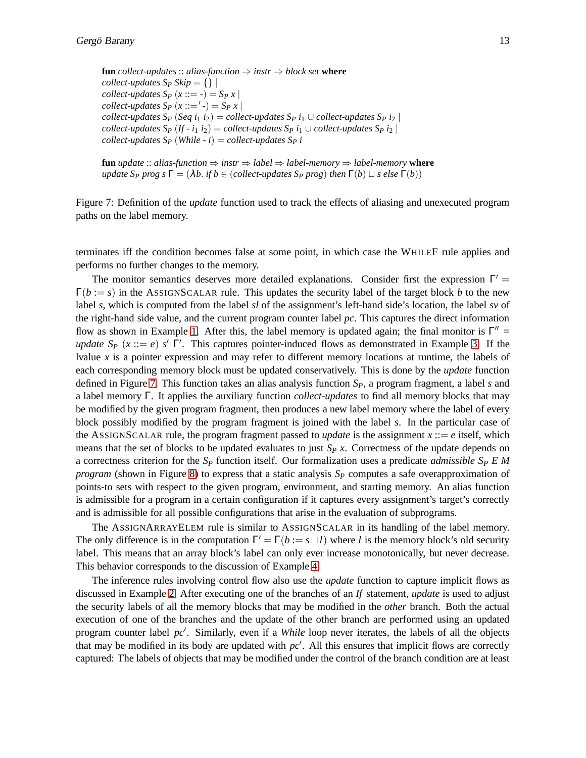**fun** *collect-updates* :: *alias-function* ⇒ *instr* ⇒ *block set* **where**
*collect-updates* $S_P$ *Skip* = {} |
*collect-updates* $S_P$ ($x$ ::= -) = $S_P$ $x$ |
*collect-updates* $S_P$ ($x$ ::=′ -) = $S_P$ $x$ |
*collect-updates* $S_P$ (*Seq* $i_1$ $i_2$) = *collect-updates* $S_P$ $i_1$ ∪ *collect-updates* $S_P$ $i_2$ |
*collect-updates* $S_P$ (*If* - $i_1$ $i_2$) = *collect-updates* $S_P$ $i_1$ ∪ *collect-updates* $S_P$ $i_2$ |
*collect-updates* $S_P$ (*While* - $i$) = *collect-updates* $S_P$ $i$

**fun** *update* :: *alias-function* ⇒ *instr* ⇒ *label* ⇒ *label-memory* ⇒ *label-memory* **where**
*update* $S_P$ *prog* $s$ $\Gamma$ = ($\lambda b$. *if* $b \in$ (*collect-updates* $S_P$ *prog*) *then* $\Gamma(b) \sqcup s$ *else* $\Gamma(b)$)

Figure 7: Definition of the *update* function used to track the effects of aliasing and unexecuted program paths on the label memory.

terminates iff the condition becomes false at some point, in which case the WHILEF rule applies and performs no further changes to the memory.

The monitor semantics deserves more detailed explanations. Consider first the expression $\Gamma' = \Gamma(b := s)$ in the ASSIGNSCALAR rule. This updates the security label of the target block $b$ to the new label $s$, which is computed from the label $sl$ of the assignment's left-hand side's location, the label $sv$ of the right-hand side value, and the current program counter label $pc$. This captures the direct information flow as shown in Example 1. After this, the label memory is updated again; the final monitor is $\Gamma'' =$ *update* $S_P$ ($x$ ::= $e$) $s'$ $\Gamma'$. This captures pointer-induced flows as demonstrated in Example 3. If the lvalue $x$ is a pointer expression and may refer to different memory locations at runtime, the labels of each corresponding memory block must be updated conservatively. This is done by the *update* function defined in Figure 7. This function takes an alias analysis function $S_P$, a program fragment, a label $s$ and a label memory $\Gamma$. It applies the auxiliary function *collect-updates* to find all memory blocks that may be modified by the given program fragment, then produces a new label memory where the label of every block possibly modified by the program fragment is joined with the label $s$. In the particular case of the ASSIGNSCALAR rule, the program fragment passed to *update* is the assignment $x$ ::= $e$ itself, which means that the set of blocks to be updated evaluates to just $S_P$ $x$. Correctness of the update depends on a correctness criterion for the $S_P$ function itself. Our formalization uses a predicate *admissible* $S_P$ $E$ $M$ *program* (shown in Figure 8) to express that a static analysis $S_P$ computes a safe overapproximation of points-to sets with respect to the given program, environment, and starting memory. An alias function is admissible for a program in a certain configuration if it captures every assignment's target's correctly and is admissible for all possible configurations that arise in the evaluation of subprograms.

The ASSIGNARRAYELEM rule is similar to ASSIGNSCALAR in its handling of the label memory. The only difference is in the computation $\Gamma' = \Gamma(b := s \sqcup l)$ where $l$ is the memory block's old security label. This means that an array block's label can only ever increase monotonically, but never decrease. This behavior corresponds to the discussion of Example 4.

The inference rules involving control flow also use the *update* function to capture implicit flows as discussed in Example 2. After executing one of the branches of an *If* statement, *update* is used to adjust the security labels of all the memory blocks that may be modified in the *other* branch. Both the actual execution of one of the branches and the update of the other branch are performed using an updated program counter label $pc'$. Similarly, even if a *While* loop never iterates, the labels of all the objects that may be modified in its body are updated with $pc'$. All this ensures that implicit flows are correctly captured: The labels of objects that may be modified under the control of the branch condition are at least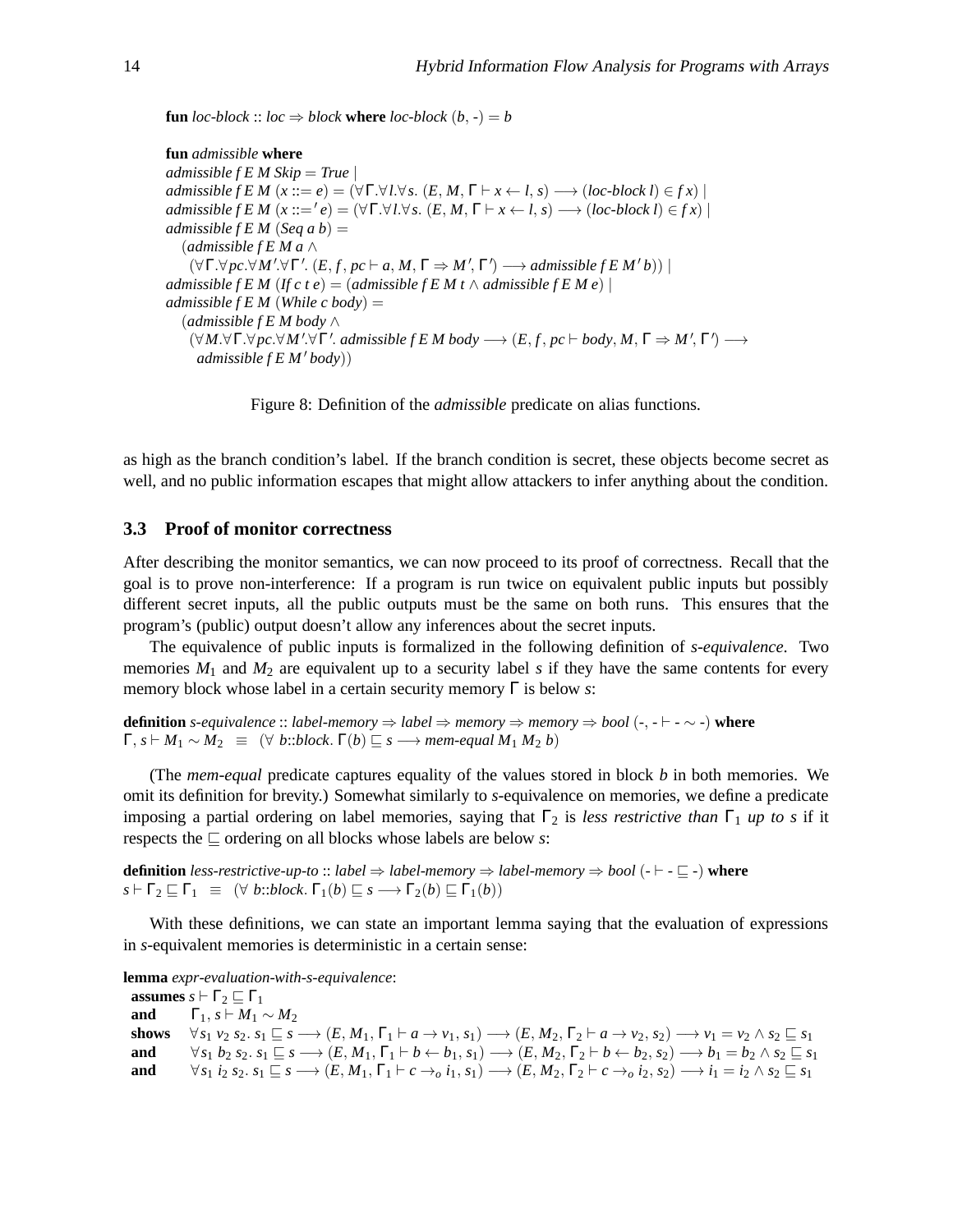**fun** *loc-block* :: *loc* ⇒ *block* **where** *loc-block* (*b*, -) = *b*

```
fun admissible where
admissible f E M Skip = True |
admissible f E M (x ::= e) = (∀Γ.∀l.∀s. (E, M, Γ ⊢ x ← l, s) ⟶ (loc-block l) ∈ f x) |
admissible f E M (x ::=′ e) = (∀Γ.∀l.∀s. (E, M, Γ ⊢ x ← l, s) ⟶ (loc-block l) ∈ f x) |
admissible f E M (Seq a b) =
  (admissible f E M a ∧
   (∀Γ.∀pc.∀M′.∀Γ′. (E, f, pc ⊢ a, M, Γ ⇒ M′, Γ′) ⟶ admissible f E M′ b)) |
admissible f E M (If c t e) = (admissible f E M t ∧ admissible f E M e) |
admissible f E M (While c body) =
  (admissible f E M body ∧
   (∀M.∀Γ.∀pc.∀M′.∀Γ′. admissible f E M body ⟶ (E, f, pc ⊢ body, M, Γ ⇒ M′, Γ′) ⟶
    admissible f E M′ body))
```

Figure 8: Definition of the *admissible* predicate on alias functions.

as high as the branch condition's label. If the branch condition is secret, these objects become secret as well, and no public information escapes that might allow attackers to infer anything about the condition.

### 3.3 Proof of monitor correctness

After describing the monitor semantics, we can now proceed to its proof of correctness. Recall that the goal is to prove non-interference: If a program is run twice on equivalent public inputs but possibly different secret inputs, all the public outputs must be the same on both runs. This ensures that the program's (public) output doesn't allow any inferences about the secret inputs.

The equivalence of public inputs is formalized in the following definition of *s-equivalence*. Two memories $M_1$ and $M_2$ are equivalent up to a security label $s$ if they have the same contents for every memory block whose label in a certain security memory $\Gamma$ is below $s$:

**definition** *s-equivalence* :: *label-memory* ⇒ *label* ⇒ *memory* ⇒ *memory* ⇒ *bool* (-, - ⊢ - ∼ -) **where**
$\Gamma, s \vdash M_1 \sim M_2 \;\equiv\; (\forall\, b{::}block.\ \Gamma(b) \sqsubseteq s \longrightarrow mem\text{-}equal\ M_1\ M_2\ b)$

(The *mem-equal* predicate captures equality of the values stored in block $b$ in both memories. We omit its definition for brevity.) Somewhat similarly to *s*-equivalence on memories, we define a predicate imposing a partial ordering on label memories, saying that $\Gamma_2$ is *less restrictive than* $\Gamma_1$ *up to* $s$ if it respects the $\sqsubseteq$ ordering on all blocks whose labels are below $s$:

**definition** *less-restrictive-up-to* :: *label* ⇒ *label-memory* ⇒ *label-memory* ⇒ *bool* (- ⊢ - ⊑ -) **where**
$s \vdash \Gamma_2 \sqsubseteq \Gamma_1 \;\equiv\; (\forall\, b{::}block.\ \Gamma_1(b) \sqsubseteq s \longrightarrow \Gamma_2(b) \sqsubseteq \Gamma_1(b))$

With these definitions, we can state an important lemma saying that the evaluation of expressions in *s*-equivalent memories is deterministic in a certain sense:

**lemma** *expr-evaluation-with-s-equivalence*:
**assumes** $s \vdash \Gamma_2 \sqsubseteq \Gamma_1$
**and** $\Gamma_1, s \vdash M_1 \sim M_2$
**shows** $\forall s_1\ v_2\ s_2.\ s_1 \sqsubseteq s \longrightarrow (E, M_1, \Gamma_1 \vdash a \rightarrow v_1, s_1) \longrightarrow (E, M_2, \Gamma_2 \vdash a \rightarrow v_2, s_2) \longrightarrow v_1 = v_2 \wedge s_2 \sqsubseteq s_1$
**and** $\forall s_1\ b_2\ s_2.\ s_1 \sqsubseteq s \longrightarrow (E, M_1, \Gamma_1 \vdash b \leftarrow b_1, s_1) \longrightarrow (E, M_2, \Gamma_2 \vdash b \leftarrow b_2, s_2) \longrightarrow b_1 = b_2 \wedge s_2 \sqsubseteq s_1$
**and** $\forall s_1\ i_2\ s_2.\ s_1 \sqsubseteq s \longrightarrow (E, M_1, \Gamma_1 \vdash c \rightarrow_o i_1, s_1) \longrightarrow (E, M_2, \Gamma_2 \vdash c \rightarrow_o i_2, s_2) \longrightarrow i_1 = i_2 \wedge s_2 \sqsubseteq s_1$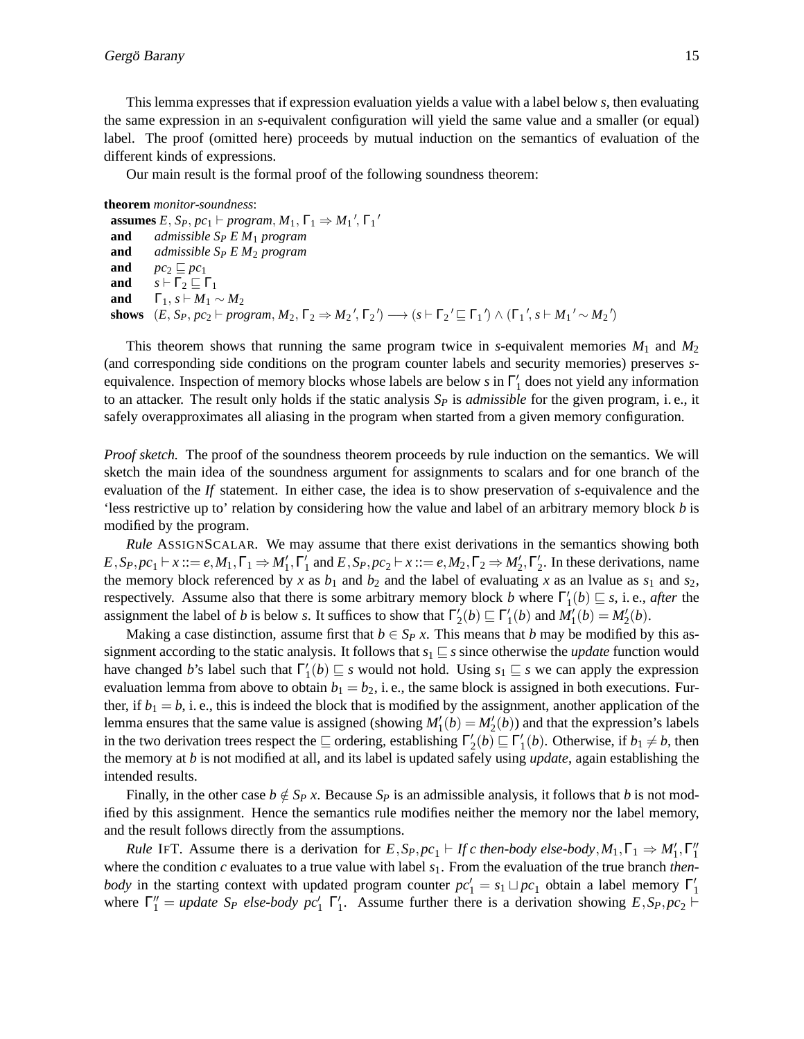This lemma expresses that if expression evaluation yields a value with a label below $s$, then evaluating the same expression in an $s$-equivalent configuration will yield the same value and a smaller (or equal) label. The proof (omitted here) proceeds by mutual induction on the semantics of evaluation of the different kinds of expressions.

Our main result is the formal proof of the following soundness theorem:

**theorem** *monitor-soundness*:
 **assumes** $E,\, S_P,\, pc_1 \vdash \mathit{program},\, M_1,\, \Gamma_1 \Rightarrow M_1{}',\, \Gamma_1{}'$
 **and** *admissible* $S_P$ $E$ $M_1$ *program*
 **and** *admissible* $S_P$ $E$ $M_2$ *program*
 **and** $pc_2 \sqsubseteq pc_1$
 **and** $s \vdash \Gamma_2 \sqsubseteq \Gamma_1$
 **and** $\Gamma_1, s \vdash M_1 \sim M_2$
 **shows** $(E,\, S_P,\, pc_2 \vdash \mathit{program},\, M_2,\, \Gamma_2 \Rightarrow M_2{}',\, \Gamma_2{}') \longrightarrow (s \vdash \Gamma_2{}' \sqsubseteq \Gamma_1{}') \wedge (\Gamma_1{}', s \vdash M_1{}' \sim M_2{}')$

This theorem shows that running the same program twice in $s$-equivalent memories $M_1$ and $M_2$ (and corresponding side conditions on the program counter labels and security memories) preserves $s$-equivalence. Inspection of memory blocks whose labels are below $s$ in $\Gamma_1'$ does not yield any information to an attacker. The result only holds if the static analysis $S_P$ is *admissible* for the given program, i. e., it safely overapproximates all aliasing in the program when started from a given memory configuration.

*Proof sketch.* The proof of the soundness theorem proceeds by rule induction on the semantics. We will sketch the main idea of the soundness argument for assignments to scalars and for one branch of the evaluation of the *If* statement. In either case, the idea is to show preservation of $s$-equivalence and the 'less restrictive up to' relation by considering how the value and label of an arbitrary memory block $b$ is modified by the program.

*Rule* ASSIGNSCALAR. We may assume that there exist derivations in the semantics showing both $E, S_P, pc_1 \vdash x ::= e, M_1, \Gamma_1 \Rightarrow M_1', \Gamma_1'$ and $E, S_P, pc_2 \vdash x ::= e, M_2, \Gamma_2 \Rightarrow M_2', \Gamma_2'$. In these derivations, name the memory block referenced by $x$ as $b_1$ and $b_2$ and the label of evaluating $x$ as an lvalue as $s_1$ and $s_2$, respectively. Assume also that there is some arbitrary memory block $b$ where $\Gamma_1'(b) \sqsubseteq s$, i. e., *after* the assignment the label of $b$ is below $s$. It suffices to show that $\Gamma_2'(b) \sqsubseteq \Gamma_1'(b)$ and $M_1'(b) = M_2'(b)$.

Making a case distinction, assume first that $b \in S_P\ x$. This means that $b$ may be modified by this assignment according to the static analysis. It follows that $s_1 \sqsubseteq s$ since otherwise the *update* function would have changed $b$'s label such that $\Gamma_1'(b) \sqsubseteq s$ would not hold. Using $s_1 \sqsubseteq s$ we can apply the expression evaluation lemma from above to obtain $b_1 = b_2$, i. e., the same block is assigned in both executions. Further, if $b_1 = b$, i. e., this is indeed the block that is modified by the assignment, another application of the lemma ensures that the same value is assigned (showing $M_1'(b) = M_2'(b)$) and that the expression's labels in the two derivation trees respect the $\sqsubseteq$ ordering, establishing $\Gamma_2'(b) \sqsubseteq \Gamma_1'(b)$. Otherwise, if $b_1 \neq b$, then the memory at $b$ is not modified at all, and its label is updated safely using *update*, again establishing the intended results.

Finally, in the other case $b \notin S_P\ x$. Because $S_P$ is an admissible analysis, it follows that $b$ is not modified by this assignment. Hence the semantics rule modifies neither the memory nor the label memory, and the result follows directly from the assumptions.

*Rule* IFT. Assume there is a derivation for $E, S_P, pc_1 \vdash \mathit{If}\ c\ \mathit{then\text{-}body}\ \mathit{else\text{-}body}, M_1, \Gamma_1 \Rightarrow M_1', \Gamma_1''$ where the condition $c$ evaluates to a true value with label $s_1$. From the evaluation of the true branch *then-body* in the starting context with updated program counter $pc_1' = s_1 \sqcup pc_1$ obtain a label memory $\Gamma_1'$ where $\Gamma_1'' = \mathit{update}\ S_P\ \mathit{else\text{-}body}\ pc_1'\ \Gamma_1'$. Assume further there is a derivation showing $E, S_P, pc_2 \vdash$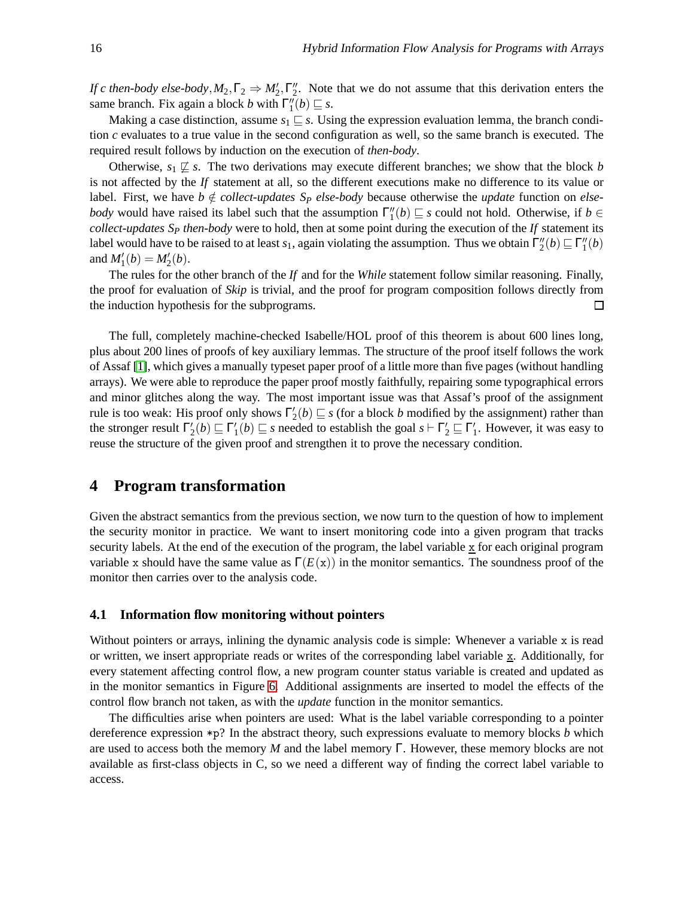*If c then-body else-body*$, M_2, \Gamma_2 \Rightarrow M_2', \Gamma_2''$. Note that we do not assume that this derivation enters the same branch. Fix again a block $b$ with $\Gamma_1''(b) \sqsubseteq s$.

Making a case distinction, assume $s_1 \sqsubseteq s$. Using the expression evaluation lemma, the branch condition $c$ evaluates to a true value in the second configuration as well, so the same branch is executed. The required result follows by induction on the execution of *then-body*.

Otherwise, $s_1 \not\sqsubseteq s$. The two derivations may execute different branches; we show that the block $b$ is not affected by the *If* statement at all, so the different executions make no difference to its value or label. First, we have $b \notin$ *collect-updates* $S_P$ *else-body* because otherwise the *update* function on *else-body* would have raised its label such that the assumption $\Gamma_1''(b) \sqsubseteq s$ could not hold. Otherwise, if $b \in$ *collect-updates* $S_P$ *then-body* were to hold, then at some point during the execution of the *If* statement its label would have to be raised to at least $s_1$, again violating the assumption. Thus we obtain $\Gamma_2''(b) \sqsubseteq \Gamma_1''(b)$ and $M_1'(b) = M_2'(b)$.

The rules for the other branch of the *If* and for the *While* statement follow similar reasoning. Finally, the proof for evaluation of *Skip* is trivial, and the proof for program composition follows directly from the induction hypothesis for the subprograms. □

The full, completely machine-checked Isabelle/HOL proof of this theorem is about 600 lines long, plus about 200 lines of proofs of key auxiliary lemmas. The structure of the proof itself follows the work of Assaf [1], which gives a manually typeset paper proof of a little more than five pages (without handling arrays). We were able to reproduce the paper proof mostly faithfully, repairing some typographical errors and minor glitches along the way. The most important issue was that Assaf's proof of the assignment rule is too weak: His proof only shows $\Gamma_2'(b) \sqsubseteq s$ (for a block $b$ modified by the assignment) rather than the stronger result $\Gamma_2'(b) \sqsubseteq \Gamma_1'(b) \sqsubseteq s$ needed to establish the goal $s \vdash \Gamma_2' \sqsubseteq \Gamma_1'$. However, it was easy to reuse the structure of the given proof and strengthen it to prove the necessary condition.

# 4 Program transformation

Given the abstract semantics from the previous section, we now turn to the question of how to implement the security monitor in practice. We want to insert monitoring code into a given program that tracks security labels. At the end of the execution of the program, the label variable $\underline{\mathtt{x}}$ for each original program variable `x` should have the same value as $\Gamma(E(\mathtt{x}))$ in the monitor semantics. The soundness proof of the monitor then carries over to the analysis code.

## 4.1 Information flow monitoring without pointers

Without pointers or arrays, inlining the dynamic analysis code is simple: Whenever a variable `x` is read or written, we insert appropriate reads or writes of the corresponding label variable $\underline{\mathtt{x}}$. Additionally, for every statement affecting control flow, a new program counter status variable is created and updated as in the monitor semantics in Figure 6. Additional assignments are inserted to model the effects of the control flow branch not taken, as with the *update* function in the monitor semantics.

The difficulties arise when pointers are used: What is the label variable corresponding to a pointer dereference expression `*p`? In the abstract theory, such expressions evaluate to memory blocks $b$ which are used to access both the memory $M$ and the label memory $\Gamma$. However, these memory blocks are not available as first-class objects in C, so we need a different way of finding the correct label variable to access.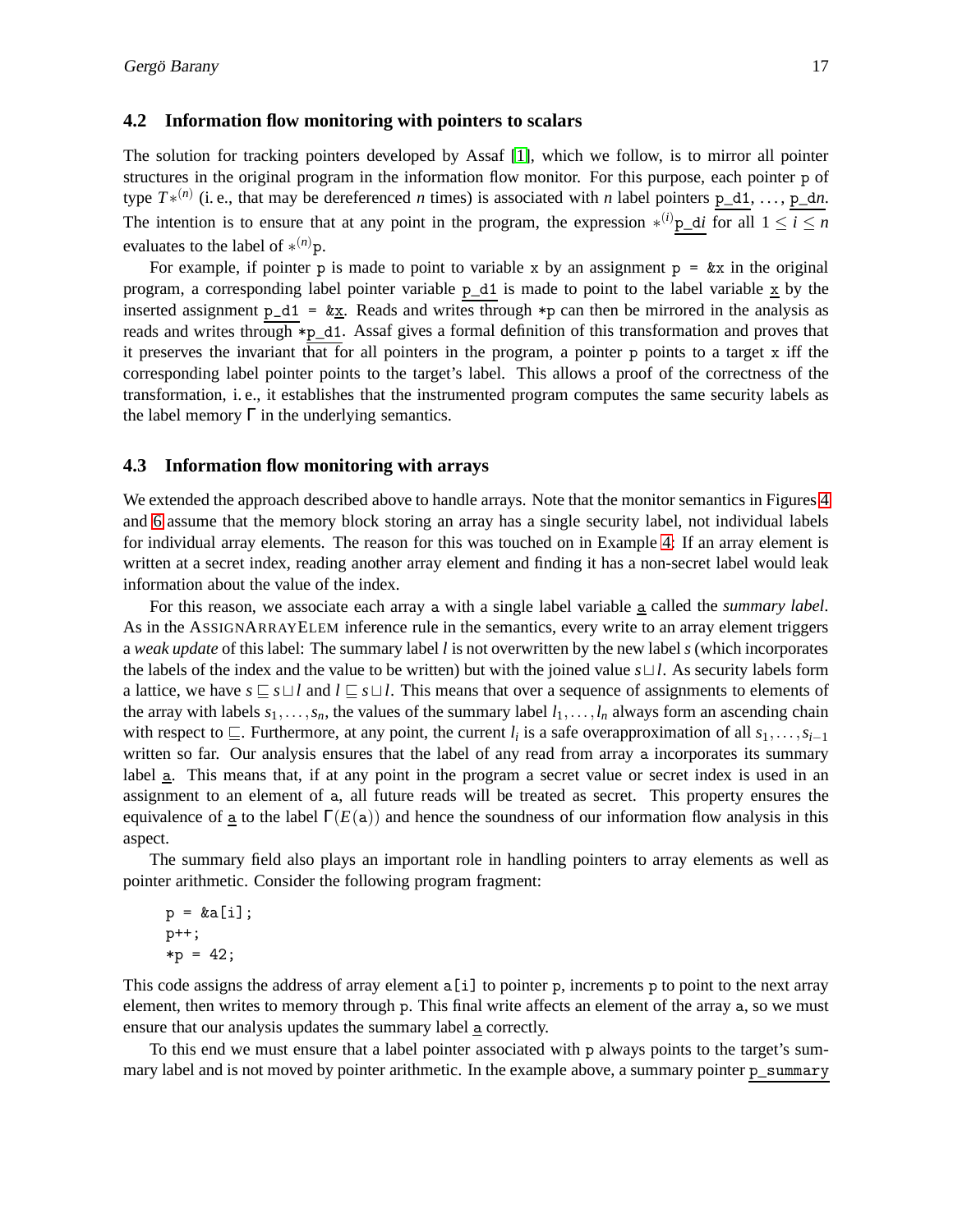### 4.2 Information flow monitoring with pointers to scalars

The solution for tracking pointers developed by Assaf [1], which we follow, is to mirror all pointer structures in the original program in the information flow monitor. For this purpose, each pointer p of type $T*^{(n)}$ (i. e., that may be dereferenced $n$ times) is associated with $n$ label pointers $\underline{\texttt{p\_d1}}$, ..., $\underline{\texttt{p\_d}n}$. The intention is to ensure that at any point in the program, the expression $*^{(i)}\underline{\texttt{p\_d}i}$ for all $1 \leq i \leq n$ evaluates to the label of $*^{(n)}\texttt{p}$.

For example, if pointer p is made to point to variable x by an assignment `p = &x` in the original program, a corresponding label pointer variable $\underline{\texttt{p\_d1}}$ is made to point to the label variable $\underline{\texttt{x}}$ by the inserted assignment $\underline{\texttt{p\_d1}}$ = &$\underline{\texttt{x}}$. Reads and writes through `*p` can then be mirrored in the analysis as reads and writes through *$\underline{\texttt{p\_d1}}$. Assaf gives a formal definition of this transformation and proves that it preserves the invariant that for all pointers in the program, a pointer p points to a target x iff the corresponding label pointer points to the target's label. This allows a proof of the correctness of the transformation, i. e., it establishes that the instrumented program computes the same security labels as the label memory $\Gamma$ in the underlying semantics.

### 4.3 Information flow monitoring with arrays

We extended the approach described above to handle arrays. Note that the monitor semantics in Figures 4 and 6 assume that the memory block storing an array has a single security label, not individual labels for individual array elements. The reason for this was touched on in Example 4: If an array element is written at a secret index, reading another array element and finding it has a non-secret label would leak information about the value of the index.

For this reason, we associate each array a with a single label variable $\underline{\texttt{a}}$ called the *summary label*. As in the AssignArrayElem inference rule in the semantics, every write to an array element triggers a *weak update* of this label: The summary label $l$ is not overwritten by the new label $s$ (which incorporates the labels of the index and the value to be written) but with the joined value $s \sqcup l$. As security labels form a lattice, we have $s \sqsubseteq s \sqcup l$ and $l \sqsubseteq s \sqcup l$. This means that over a sequence of assignments to elements of the array with labels $s_1, \ldots, s_n$, the values of the summary label $l_1, \ldots, l_n$ always form an ascending chain with respect to $\sqsubseteq$. Furthermore, at any point, the current $l_i$ is a safe overapproximation of all $s_1, \ldots, s_{i-1}$ written so far. Our analysis ensures that the label of any read from array a incorporates its summary label $\underline{\texttt{a}}$. This means that, if at any point in the program a secret value or secret index is used in an assignment to an element of a, all future reads will be treated as secret. This property ensures the equivalence of $\underline{\texttt{a}}$ to the label $\Gamma(E(\texttt{a}))$ and hence the soundness of our information flow analysis in this aspect.

The summary field also plays an important role in handling pointers to array elements as well as pointer arithmetic. Consider the following program fragment:

```
p = &a[i];
p++;
*p = 42;
```

This code assigns the address of array element `a[i]` to pointer p, increments p to point to the next array element, then writes to memory through p. This final write affects an element of the array a, so we must ensure that our analysis updates the summary label $\underline{\texttt{a}}$ correctly.

To this end we must ensure that a label pointer associated with p always points to the target's summary label and is not moved by pointer arithmetic. In the example above, a summary pointer $\underline{\texttt{p\_summary}}$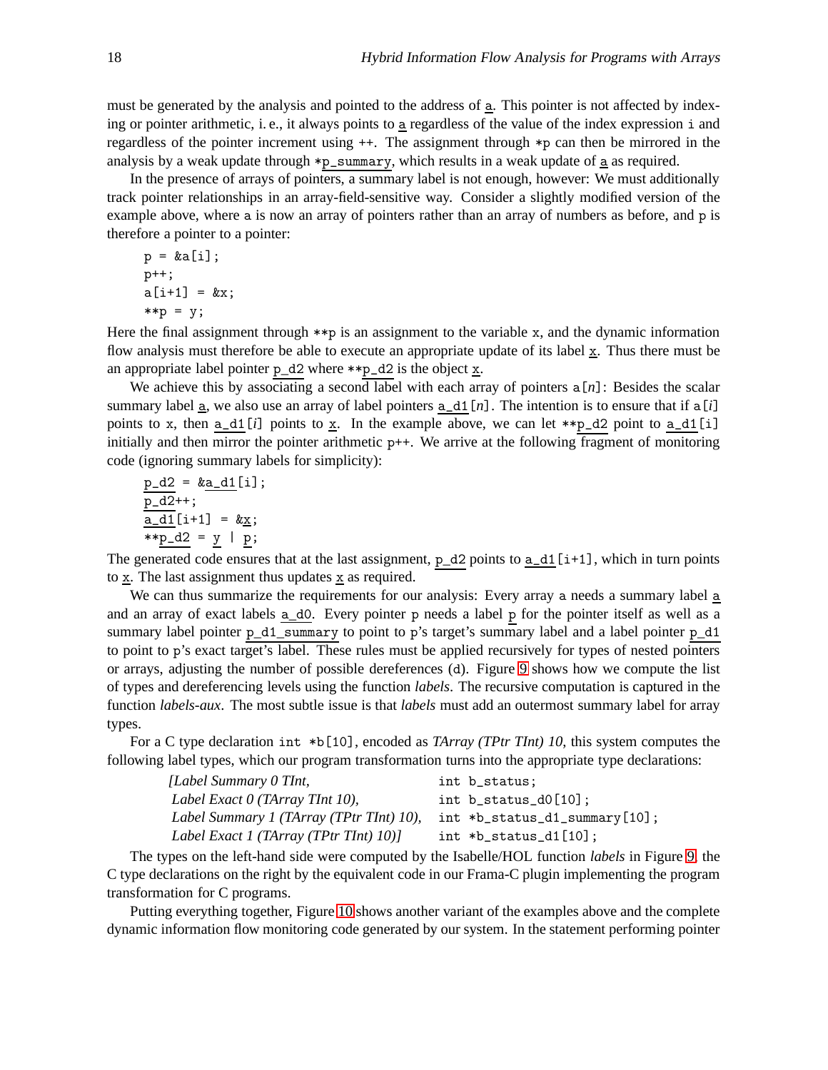must be generated by the analysis and pointed to the address of a. This pointer is not affected by indexing or pointer arithmetic, i. e., it always points to a regardless of the value of the index expression `i` and regardless of the pointer increment using `++`. The assignment through `*p` can then be mirrored in the analysis by a weak update through `*p_summary`, which results in a weak update of a as required.

In the presence of arrays of pointers, a summary label is not enough, however: We must additionally track pointer relationships in an array-field-sensitive way. Consider a slightly modified version of the example above, where `a` is now an array of pointers rather than an array of numbers as before, and `p` is therefore a pointer to a pointer:

```
p = &a[i];
p++;
a[i+1] = &x;
**p = y;
```

Here the final assignment through `**p` is an assignment to the variable `x`, and the dynamic information flow analysis must therefore be able to execute an appropriate update of its label x. Thus there must be an appropriate label pointer p_d2 where `**p_d2` is the object x.

We achieve this by associating a second label with each array of pointers `a[n]`: Besides the scalar summary label a, we also use an array of label pointers `a_d1[n]`. The intention is to ensure that if `a[i]` points to `x`, then `a_d1[i]` points to x. In the example above, we can let `**p_d2` point to `a_d1[i]` initially and then mirror the pointer arithmetic `p++`. We arrive at the following fragment of monitoring code (ignoring summary labels for simplicity):

```
p_d2 = &a_d1[i];
p_d2++;
a_d1[i+1] = &x;
**p_d2 = y | p;
```

The generated code ensures that at the last assignment, p_d2 points to `a_d1[i+1]`, which in turn points to x. The last assignment thus updates x as required.

We can thus summarize the requirements for our analysis: Every array `a` needs a summary label a and an array of exact labels a_d0. Every pointer `p` needs a label p for the pointer itself as well as a summary label pointer p_d1_summary to point to `p`'s target's summary label and a label pointer p_d1 to point to `p`'s exact target's label. These rules must be applied recursively for types of nested pointers or arrays, adjusting the number of possible dereferences (`d`). Figure 9 shows how we compute the list of types and dereferencing levels using the function *labels*. The recursive computation is captured in the function *labels-aux*. The most subtle issue is that *labels* must add an outermost summary label for array types.

For a C type declaration `int *b[10]`, encoded as *TArray (TPtr TInt) 10*, this system computes the following label types, which our program transformation turns into the appropriate type declarations:

| | |
|---|---|
| *[Label Summary 0 TInt,* | `int b_status;` |
| *Label Exact 0 (TArray TInt 10),* | `int b_status_d0[10];` |
| *Label Summary 1 (TArray (TPtr TInt) 10),* | `int *b_status_d1_summary[10];` |
| *Label Exact 1 (TArray (TPtr TInt) 10)]* | `int *b_status_d1[10];` |

The types on the left-hand side were computed by the Isabelle/HOL function *labels* in Figure 9, the C type declarations on the right by the equivalent code in our Frama-C plugin implementing the program transformation for C programs.

Putting everything together, Figure 10 shows another variant of the examples above and the complete dynamic information flow monitoring code generated by our system. In the statement performing pointer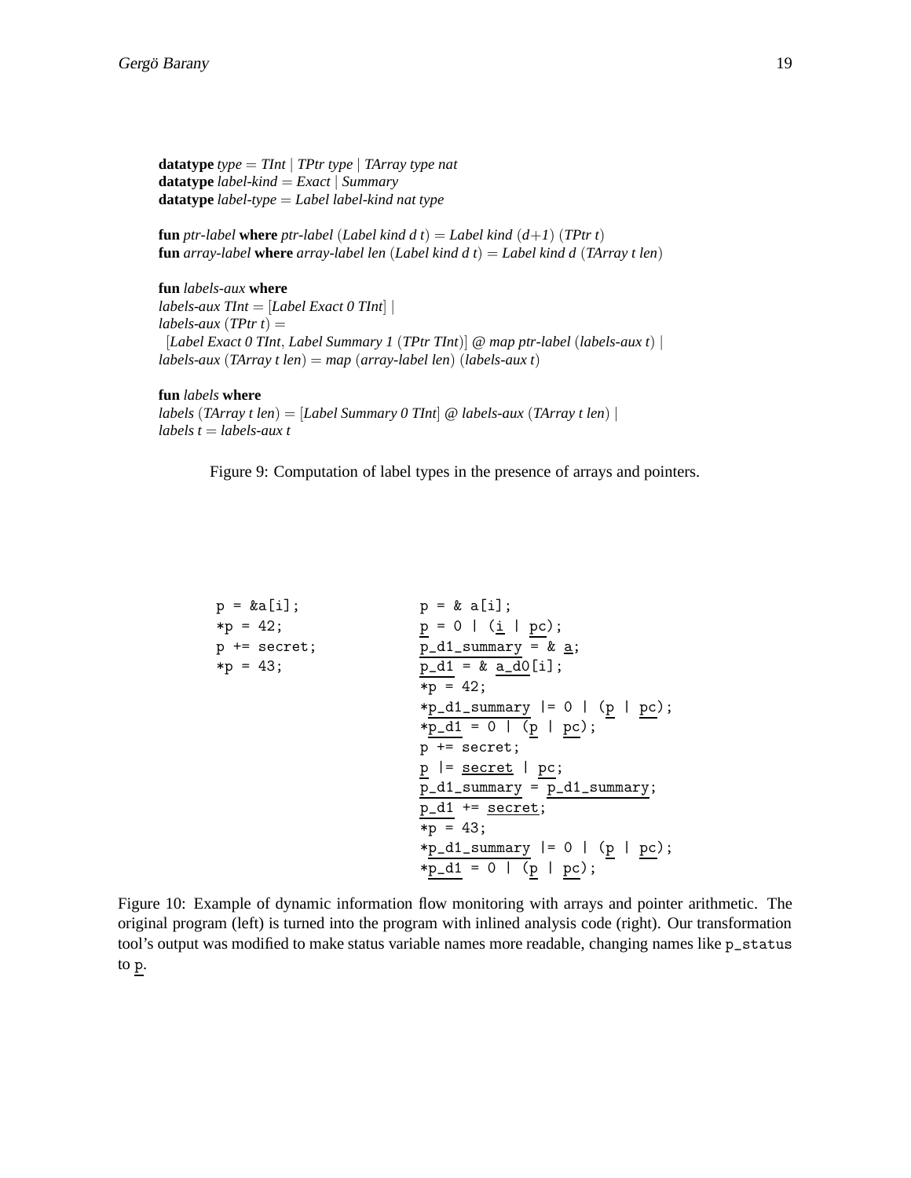```
datatype type = TInt | TPtr type | TArray type nat
datatype label-kind = Exact | Summary
datatype label-type = Label label-kind nat type

fun ptr-label where ptr-label (Label kind d t) = Label kind (d+1) (TPtr t)
fun array-label where array-label len (Label kind d t) = Label kind d (TArray t len)

fun labels-aux where
labels-aux TInt = [Label Exact 0 TInt] |
labels-aux (TPtr t) =
  [Label Exact 0 TInt, Label Summary 1 (TPtr TInt)] @ map ptr-label (labels-aux t) |
labels-aux (TArray t len) = map (array-label len) (labels-aux t)

fun labels where
labels (TArray t len) = [Label Summary 0 TInt] @ labels-aux (TArray t len) |
labels t = labels-aux t
```

Figure 9: Computation of label types in the presence of arrays and pointers.

```
p = &a[i];
*p = 42;
p += secret;
*p = 43;
```

```
p = & a[i];
p = 0 | (i | pc);
p_d1_summary = & a;
p_d1 = & a_d0[i];
*p = 42;
*p_d1_summary |= 0 | (p | pc);
*p_d1 = 0 | (p | pc);
p += secret;
p |= secret | pc;
p_d1_summary = p_d1_summary;
p_d1 += secret;
*p = 43;
*p_d1_summary |= 0 | (p | pc);
*p_d1 = 0 | (p | pc);
```

Figure 10: Example of dynamic information flow monitoring with arrays and pointer arithmetic. The original program (left) is turned into the program with inlined analysis code (right). Our transformation tool's output was modified to make status variable names more readable, changing names like `p_status` to p.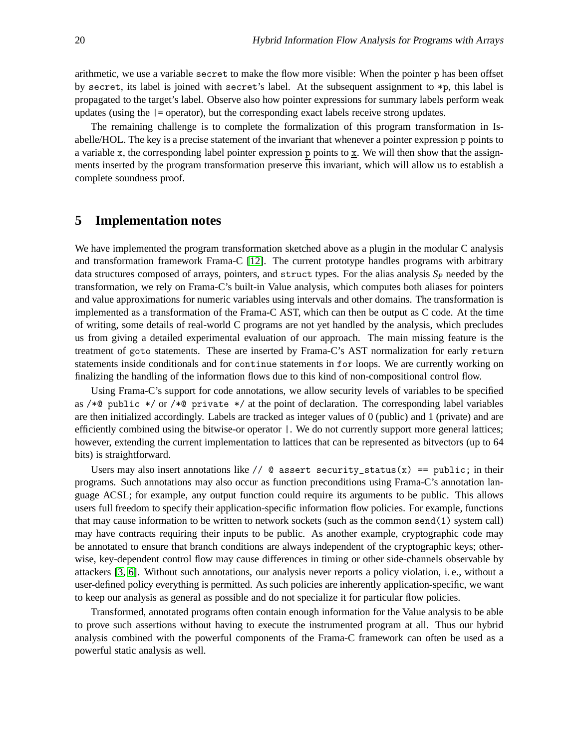arithmetic, we use a variable `secret` to make the flow more visible: When the pointer `p` has been offset by `secret`, its label is joined with `secret`'s label. At the subsequent assignment to `*p`, this label is propagated to the target's label. Observe also how pointer expressions for summary labels perform weak updates (using the `|=` operator), but the corresponding exact labels receive strong updates.

The remaining challenge is to complete the formalization of this program transformation in Isabelle/HOL. The key is a precise statement of the invariant that whenever a pointer expression `p` points to a variable `x`, the corresponding label pointer expression $\underline{\texttt{p}}$ points to $\underline{\texttt{x}}$. We will then show that the assignments inserted by the program transformation preserve this invariant, which will allow us to establish a complete soundness proof.

## 5 Implementation notes

We have implemented the program transformation sketched above as a plugin in the modular C analysis and transformation framework Frama-C [12]. The current prototype handles programs with arbitrary data structures composed of arrays, pointers, and `struct` types. For the alias analysis $S_P$ needed by the transformation, we rely on Frama-C's built-in Value analysis, which computes both aliases for pointers and value approximations for numeric variables using intervals and other domains. The transformation is implemented as a transformation of the Frama-C AST, which can then be output as C code. At the time of writing, some details of real-world C programs are not yet handled by the analysis, which precludes us from giving a detailed experimental evaluation of our approach. The main missing feature is the treatment of `goto` statements. These are inserted by Frama-C's AST normalization for early `return` statements inside conditionals and for `continue` statements in `for` loops. We are currently working on finalizing the handling of the information flows due to this kind of non-compositional control flow.

Using Frama-C's support for code annotations, we allow security levels of variables to be specified as `/*@ public */` or `/*@ private */` at the point of declaration. The corresponding label variables are then initialized accordingly. Labels are tracked as integer values of 0 (public) and 1 (private) and are efficiently combined using the bitwise-or operator `|`. We do not currently support more general lattices; however, extending the current implementation to lattices that can be represented as bitvectors (up to 64 bits) is straightforward.

Users may also insert annotations like `// @ assert security_status(x) == public;` in their programs. Such annotations may also occur as function preconditions using Frama-C's annotation language ACSL; for example, any output function could require its arguments to be public. This allows users full freedom to specify their application-specific information flow policies. For example, functions that may cause information to be written to network sockets (such as the common `send(1)` system call) may have contracts requiring their inputs to be public. As another example, cryptographic code may be annotated to ensure that branch conditions are always independent of the cryptographic keys; otherwise, key-dependent control flow may cause differences in timing or other side-channels observable by attackers [3, 6]. Without such annotations, our analysis never reports a policy violation, i. e., without a user-defined policy everything is permitted. As such policies are inherently application-specific, we want to keep our analysis as general as possible and do not specialize it for particular flow policies.

Transformed, annotated programs often contain enough information for the Value analysis to be able to prove such assertions without having to execute the instrumented program at all. Thus our hybrid analysis combined with the powerful components of the Frama-C framework can often be used as a powerful static analysis as well.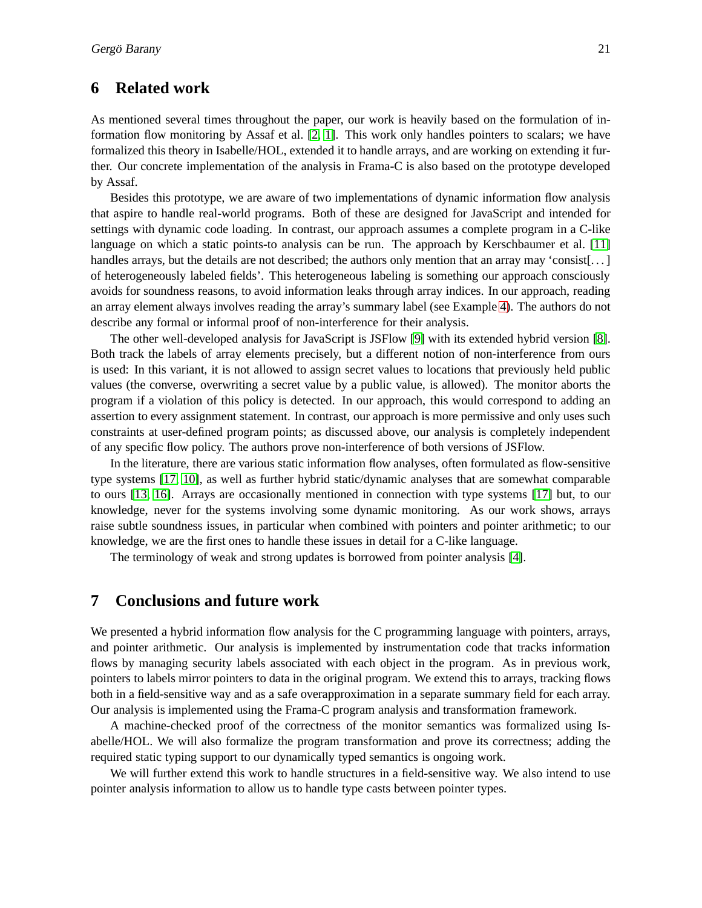## 6 Related work

As mentioned several times throughout the paper, our work is heavily based on the formulation of information flow monitoring by Assaf et al. [2, 1]. This work only handles pointers to scalars; we have formalized this theory in Isabelle/HOL, extended it to handle arrays, and are working on extending it further. Our concrete implementation of the analysis in Frama-C is also based on the prototype developed by Assaf.

Besides this prototype, we are aware of two implementations of dynamic information flow analysis that aspire to handle real-world programs. Both of these are designed for JavaScript and intended for settings with dynamic code loading. In contrast, our approach assumes a complete program in a C-like language on which a static points-to analysis can be run. The approach by Kerschbaumer et al. [11] handles arrays, but the details are not described; the authors only mention that an array may 'consist[...] of heterogeneously labeled fields'. This heterogeneous labeling is something our approach consciously avoids for soundness reasons, to avoid information leaks through array indices. In our approach, reading an array element always involves reading the array's summary label (see Example 4). The authors do not describe any formal or informal proof of non-interference for their analysis.

The other well-developed analysis for JavaScript is JSFlow [9] with its extended hybrid version [8]. Both track the labels of array elements precisely, but a different notion of non-interference from ours is used: In this variant, it is not allowed to assign secret values to locations that previously held public values (the converse, overwriting a secret value by a public value, is allowed). The monitor aborts the program if a violation of this policy is detected. In our approach, this would correspond to adding an assertion to every assignment statement. In contrast, our approach is more permissive and only uses such constraints at user-defined program points; as discussed above, our analysis is completely independent of any specific flow policy. The authors prove non-interference of both versions of JSFlow.

In the literature, there are various static information flow analyses, often formulated as flow-sensitive type systems [17, 10], as well as further hybrid static/dynamic analyses that are somewhat comparable to ours [13, 16]. Arrays are occasionally mentioned in connection with type systems [17] but, to our knowledge, never for the systems involving some dynamic monitoring. As our work shows, arrays raise subtle soundness issues, in particular when combined with pointers and pointer arithmetic; to our knowledge, we are the first ones to handle these issues in detail for a C-like language.

The terminology of weak and strong updates is borrowed from pointer analysis [4].

## 7 Conclusions and future work

We presented a hybrid information flow analysis for the C programming language with pointers, arrays, and pointer arithmetic. Our analysis is implemented by instrumentation code that tracks information flows by managing security labels associated with each object in the program. As in previous work, pointers to labels mirror pointers to data in the original program. We extend this to arrays, tracking flows both in a field-sensitive way and as a safe overapproximation in a separate summary field for each array. Our analysis is implemented using the Frama-C program analysis and transformation framework.

A machine-checked proof of the correctness of the monitor semantics was formalized using Isabelle/HOL. We will also formalize the program transformation and prove its correctness; adding the required static typing support to our dynamically typed semantics is ongoing work.

We will further extend this work to handle structures in a field-sensitive way. We also intend to use pointer analysis information to allow us to handle type casts between pointer types.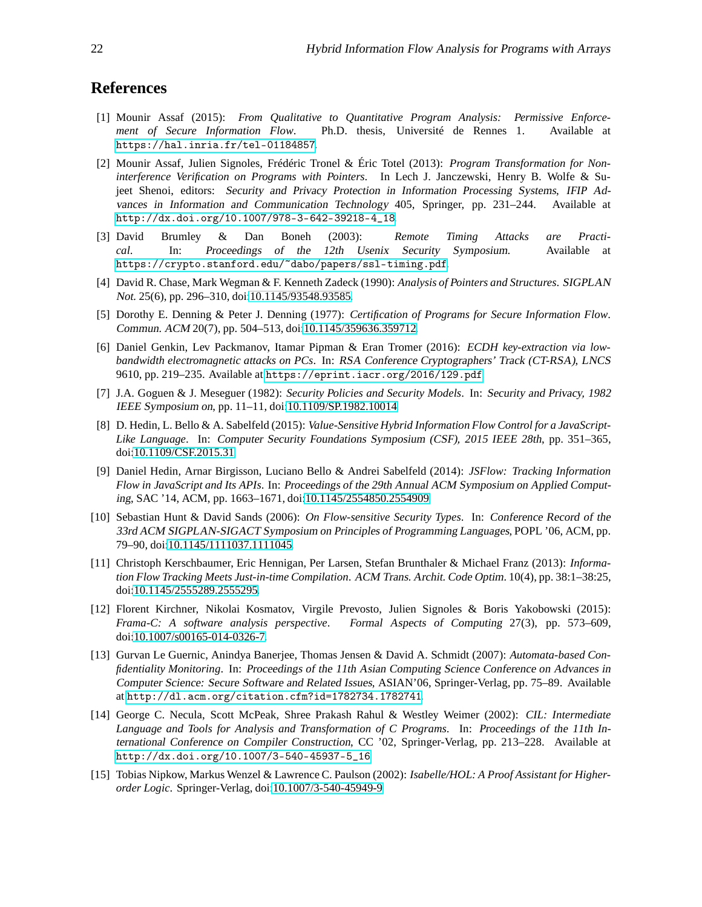## References

[1] Mounir Assaf (2015): *From Qualitative to Quantitative Program Analysis: Permissive Enforcement of Secure Information Flow*. Ph.D. thesis, Université de Rennes 1. Available at https://hal.inria.fr/tel-01184857.

[2] Mounir Assaf, Julien Signoles, Frédéric Tronel & Éric Totel (2013): *Program Transformation for Non-interference Verification on Programs with Pointers*. In Lech J. Janczewski, Henry B. Wolfe & Sujeet Shenoi, editors: *Security and Privacy Protection in Information Processing Systems*, *IFIP Advances in Information and Communication Technology* 405, Springer, pp. 231–244. Available at http://dx.doi.org/10.1007/978-3-642-39218-4_18.

[3] David Brumley & Dan Boneh (2003): *Remote Timing Attacks are Practical*. In: *Proceedings of the 12th Usenix Security Symposium*. Available at https://crypto.stanford.edu/~dabo/papers/ssl-timing.pdf.

[4] David R. Chase, Mark Wegman & F. Kenneth Zadeck (1990): *Analysis of Pointers and Structures*. *SIGPLAN Not.* 25(6), pp. 296–310, doi:10.1145/93548.93585.

[5] Dorothy E. Denning & Peter J. Denning (1977): *Certification of Programs for Secure Information Flow*. *Commun. ACM* 20(7), pp. 504–513, doi:10.1145/359636.359712.

[6] Daniel Genkin, Lev Packmanov, Itamar Pipman & Eran Tromer (2016): *ECDH key-extraction via low-bandwidth electromagnetic attacks on PCs*. In: *RSA Conference Cryptographers' Track (CT-RSA)*, *LNCS* 9610, pp. 219–235. Available at https://eprint.iacr.org/2016/129.pdf.

[7] J.A. Goguen & J. Meseguer (1982): *Security Policies and Security Models*. In: *Security and Privacy, 1982 IEEE Symposium on*, pp. 11–11, doi:10.1109/SP.1982.10014.

[8] D. Hedin, L. Bello & A. Sabelfeld (2015): *Value-Sensitive Hybrid Information Flow Control for a JavaScript-Like Language*. In: *Computer Security Foundations Symposium (CSF), 2015 IEEE 28th*, pp. 351–365, doi:10.1109/CSF.2015.31.

[9] Daniel Hedin, Arnar Birgisson, Luciano Bello & Andrei Sabelfeld (2014): *JSFlow: Tracking Information Flow in JavaScript and Its APIs*. In: *Proceedings of the 29th Annual ACM Symposium on Applied Computing*, SAC '14, ACM, pp. 1663–1671, doi:10.1145/2554850.2554909.

[10] Sebastian Hunt & David Sands (2006): *On Flow-sensitive Security Types*. In: *Conference Record of the 33rd ACM SIGPLAN-SIGACT Symposium on Principles of Programming Languages*, POPL '06, ACM, pp. 79–90, doi:10.1145/1111037.1111045.

[11] Christoph Kerschbaumer, Eric Hennigan, Per Larsen, Stefan Brunthaler & Michael Franz (2013): *Information Flow Tracking Meets Just-in-time Compilation*. *ACM Trans. Archit. Code Optim.* 10(4), pp. 38:1–38:25, doi:10.1145/2555289.2555295.

[12] Florent Kirchner, Nikolai Kosmatov, Virgile Prevosto, Julien Signoles & Boris Yakobowski (2015): *Frama-C: A software analysis perspective*. *Formal Aspects of Computing* 27(3), pp. 573–609, doi:10.1007/s00165-014-0326-7.

[13] Gurvan Le Guernic, Anindya Banerjee, Thomas Jensen & David A. Schmidt (2007): *Automata-based Confidentiality Monitoring*. In: *Proceedings of the 11th Asian Computing Science Conference on Advances in Computer Science: Secure Software and Related Issues*, ASIAN'06, Springer-Verlag, pp. 75–89. Available at http://dl.acm.org/citation.cfm?id=1782734.1782741.

[14] George C. Necula, Scott McPeak, Shree Prakash Rahul & Westley Weimer (2002): *CIL: Intermediate Language and Tools for Analysis and Transformation of C Programs*. In: *Proceedings of the 11th International Conference on Compiler Construction*, CC '02, Springer-Verlag, pp. 213–228. Available at http://dx.doi.org/10.1007/3-540-45937-5_16.

[15] Tobias Nipkow, Markus Wenzel & Lawrence C. Paulson (2002): *Isabelle/HOL: A Proof Assistant for Higher-order Logic*. Springer-Verlag, doi:10.1007/3-540-45949-9.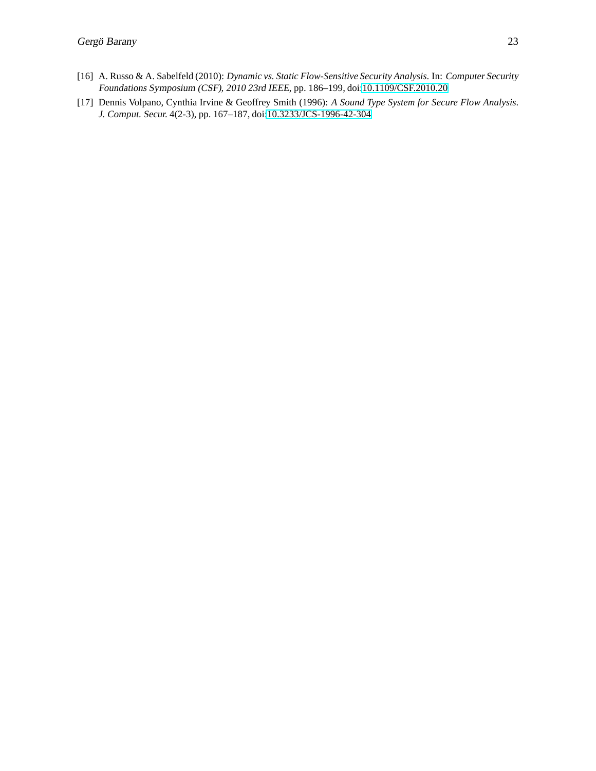[16] A. Russo & A. Sabelfeld (2010): *Dynamic vs. Static Flow-Sensitive Security Analysis*. In: *Computer Security Foundations Symposium (CSF), 2010 23rd IEEE*, pp. 186–199, doi:10.1109/CSF.2010.20.

[17] Dennis Volpano, Cynthia Irvine & Geoffrey Smith (1996): *A Sound Type System for Secure Flow Analysis*. *J. Comput. Secur.* 4(2-3), pp. 167–187, doi:10.3233/JCS-1996-42-304.